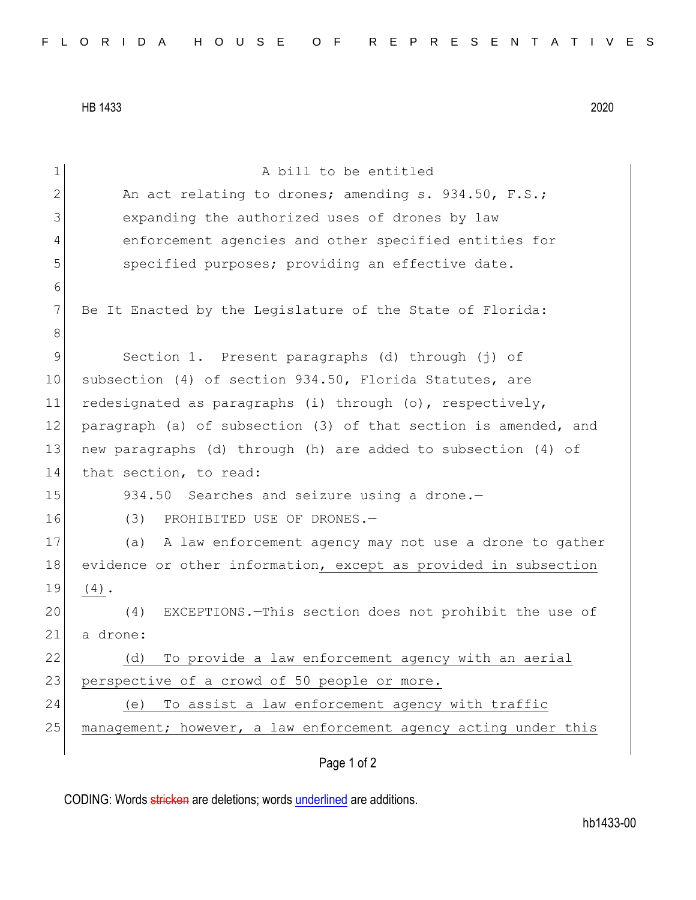HB 1433 2020

A bill to be entitled

An act relating to drones; amending s. 934.50, F.S.; expanding the authorized uses of drones by law enforcement agencies and other specified entities for specified purposes; providing an effective date.

Be It Enacted by the Legislature of the State of Florida:

Section 1. Present paragraphs (d) through (j) of subsection (4) of section 934.50, Florida Statutes, are redesignated as paragraphs (i) through (o), respectively, paragraph (a) of subsection (3) of that section is amended, and new paragraphs (d) through (h) are added to subsection (4) of that section, to read:

934.50 Searches and seizure using a drone.—

(3) PROHIBITED USE OF DRONES.—

(a) A law enforcement agency may not use a drone to gather evidence or other information, except as provided in subsection (4).

(4) EXCEPTIONS.—This section does not prohibit the use of a drone:

(d) To provide a law enforcement agency with an aerial perspective of a crowd of 50 people or more.

(e) To assist a law enforcement agency with traffic management; however, a law enforcement agency acting under this

CODING: Words stricken are deletions; words underlined are additions.

hb1433-00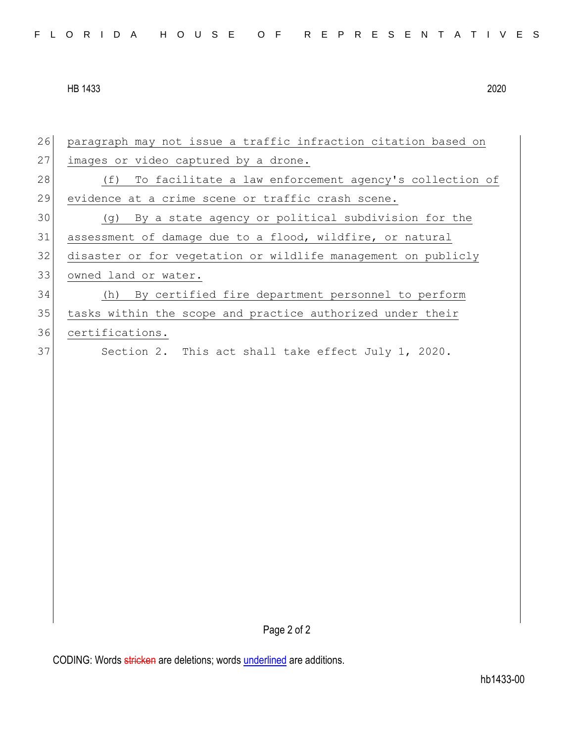paragraph may not issue a traffic infraction citation based on images or video captured by a drone.

(f) To facilitate a law enforcement agency's collection of evidence at a crime scene or traffic crash scene.

(g) By a state agency or political subdivision for the assessment of damage due to a flood, wildfire, or natural disaster or for vegetation or wildlife management on publicly owned land or water.

(h) By certified fire department personnel to perform tasks within the scope and practice authorized under their certifications.

Section 2. This act shall take effect July 1, 2020.

CODING: Words stricken are deletions; words underlined are additions.